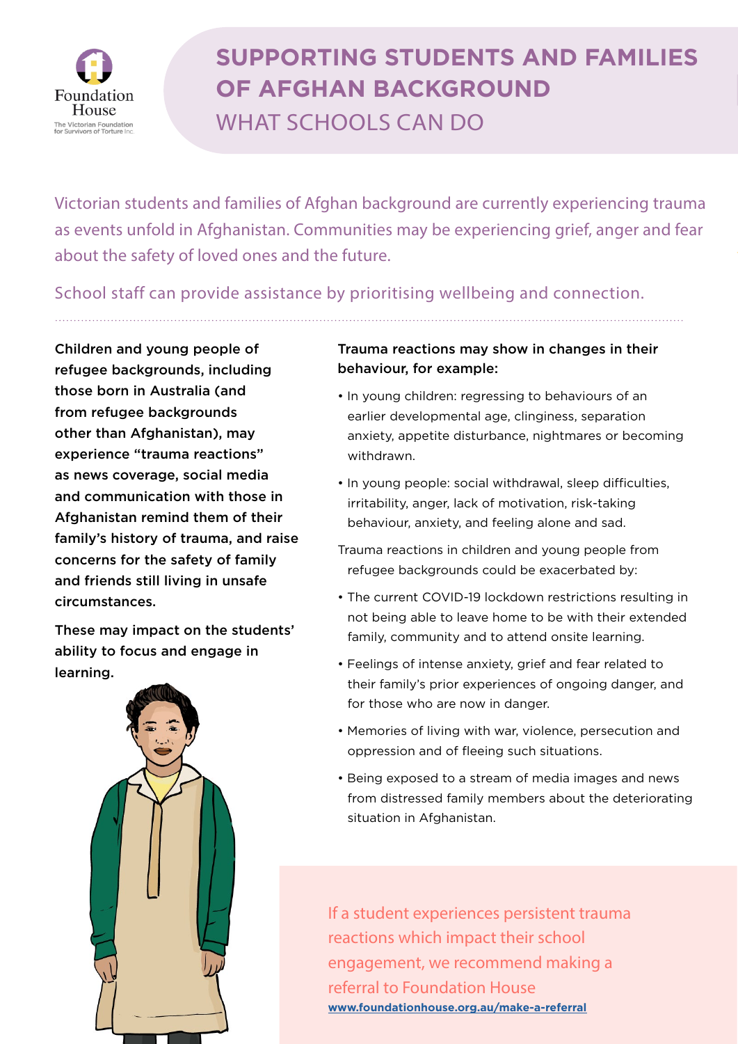# SUPPORTING STUDENTS AND FAMILIES OF AFGHAN BACKGROUND

## WHAT SCHOOLS CAN DO

Victorian students and families of Afghan background are currently experiencing trauma as events unfold in Afghanistan. Communities may be experiencing grief, anger and fear about the safety of loved ones and the future.

School staff can provide assistance by prioritising wellbeing and connection.

**Children and young people of refugee backgrounds, including those born in Australia (and from refugee backgrounds other than Afghanistan), may experience "trauma reactions" as news coverage, social media and communication with those in Afghanistan remind them of their family's history of trauma, and raise concerns for the safety of family and friends still living in unsafe circumstances.**

**These may impact on the students' ability to focus and engage in learning.**

**Trauma reactions may show in changes in their behaviour, for example:**

- In young children: regressing to behaviours of an earlier developmental age, clinginess, separation anxiety, appetite disturbance, nightmares or becoming withdrawn.
- In young people: social withdrawal, sleep difficulties, irritability, anger, lack of motivation, risk-taking behaviour, anxiety, and feeling alone and sad.

Trauma reactions in children and young people from refugee backgrounds could be exacerbated by:

- The current COVID-19 lockdown restrictions resulting in not being able to leave home to be with their extended family, community and to attend onsite learning.
- Feelings of intense anxiety, grief and fear related to their family's prior experiences of ongoing danger, and for those who are now in danger.
- Memories of living with war, violence, persecution and oppression and of fleeing such situations.
- Being exposed to a stream of media images and news from distressed family members about the deteriorating situation in Afghanistan.

If a student experiences persistent trauma reactions which impact their school engagement, we recommend making a referral to Foundation House

www.foundationhouse.org.au/make-a-referral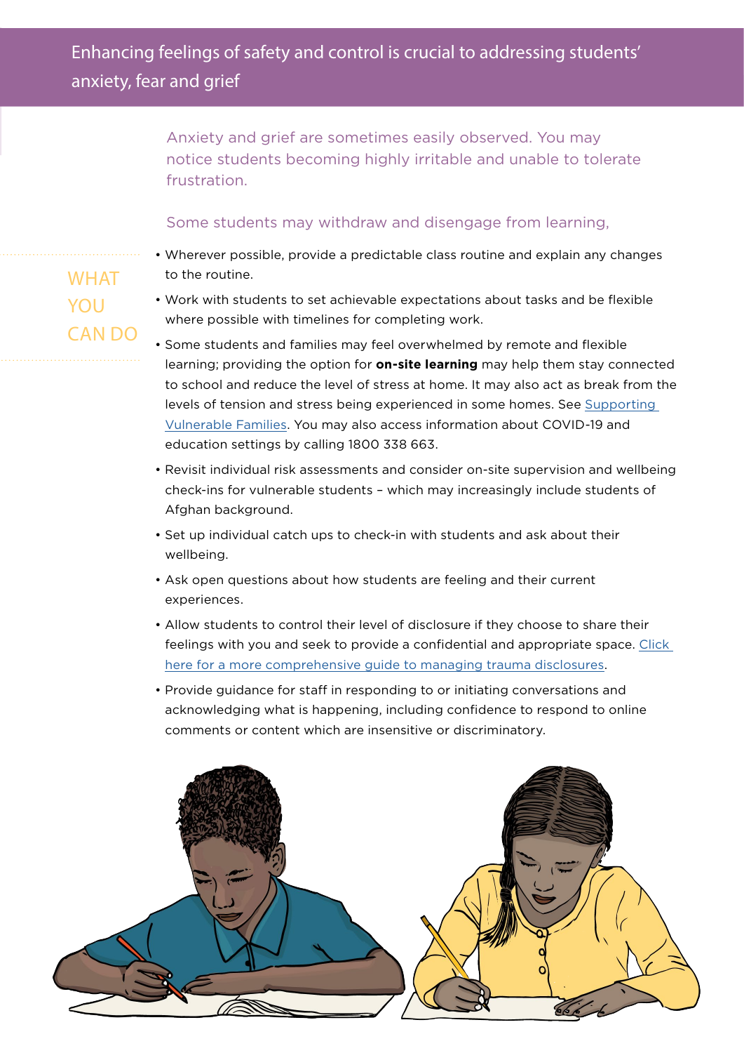## Enhancing feelings of safety and control is crucial to addressing students' anxiety, fear and grief

Anxiety and grief are sometimes easily observed. You may notice students becoming highly irritable and unable to tolerate frustration.

Some students may withdraw and disengage from learning,

### WHAT YOU CAN DO

- Wherever possible, provide a predictable class routine and explain any changes to the routine.
- Work with students to set achievable expectations about tasks and be flexible where possible with timelines for completing work.
- Some students and families may feel overwhelmed by remote and flexible learning; providing the option for **on-site learning** may help them stay connected to school and reduce the level of stress at home. It may also act as break from the levels of tension and stress being experienced in some homes. See Supporting Vulnerable Families. You may also access information about COVID-19 and education settings by calling 1800 338 663.
- Revisit individual risk assessments and consider on-site supervision and wellbeing check-ins for vulnerable students – which may increasingly include students of Afghan background.
- Set up individual catch ups to check-in with students and ask about their wellbeing.
- Ask open questions about how students are feeling and their current experiences.
- Allow students to control their level of disclosure if they choose to share their feelings with you and seek to provide a confidential and appropriate space. Click here for a more comprehensive guide to managing trauma disclosures.
- Provide guidance for staff in responding to or initiating conversations and acknowledging what is happening, including confidence to respond to online comments or content which are insensitive or discriminatory.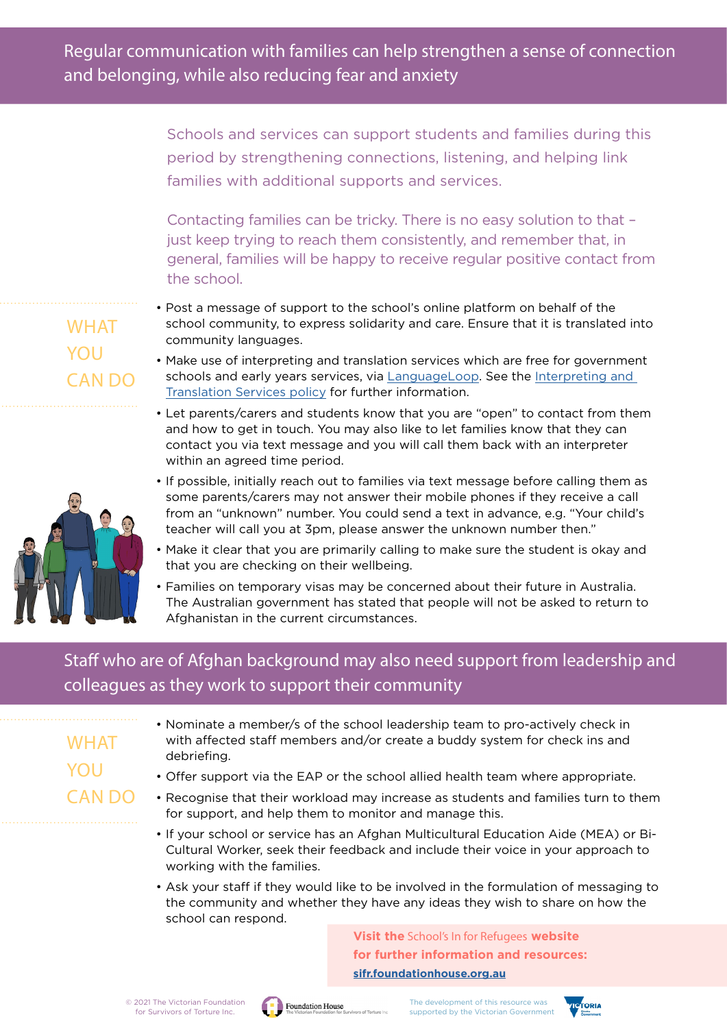## Regular communication with families can help strengthen a sense of connection and belonging, while also reducing fear and anxiety

Schools and services can support students and families during this period by strengthening connections, listening, and helping link families with additional supports and services.

Contacting families can be tricky. There is no easy solution to that – just keep trying to reach them consistently, and remember that, in general, families will be happy to receive regular positive contact from the school.

### WHAT YOU CAN DO

- Post a message of support to the school's online platform on behalf of the school community, to express solidarity and care. Ensure that it is translated into community languages.
- Make use of interpreting and translation services which are free for government schools and early years services, via LanguageLoop. See the Interpreting and Translation Services policy for further information.
- Let parents/carers and students know that you are "open" to contact from them and how to get in touch. You may also like to let families know that they can contact you via text message and you will call them back with an interpreter within an agreed time period.
- If possible, initially reach out to families via text message before calling them as some parents/carers may not answer their mobile phones if they receive a call from an "unknown" number. You could send a text in advance, e.g. "Your child's teacher will call you at 3pm, please answer the unknown number then."
- Make it clear that you are primarily calling to make sure the student is okay and that you are checking on their wellbeing.
- Families on temporary visas may be concerned about their future in Australia. The Australian government has stated that people will not be asked to return to Afghanistan in the current circumstances.

## Staff who are of Afghan background may also need support from leadership and colleagues as they work to support their community

### WHAT YOU CAN DO

- Nominate a member/s of the school leadership team to pro-actively check in with affected staff members and/or create a buddy system for check ins and debriefing.
- Offer support via the EAP or the school allied health team where appropriate.
- Recognise that their workload may increase as students and families turn to them for support, and help them to monitor and manage this.
- If your school or service has an Afghan Multicultural Education Aide (MEA) or Bi-Cultural Worker, seek their feedback and include their voice in your approach to working with the families.
- Ask your staff if they would like to be involved in the formulation of messaging to the community and whether they have any ideas they wish to share on how the school can respond.

**Visit the** School's In for Refugees **website for further information and resources:**
**sifr.foundationhouse.org.au**

© 2021 The Victorian Foundation for Survivors of Torture Inc.

Foundation House
The Victorian Foundation for Survivors of Torture Inc

The development of this resource was supported by the Victorian Government

VICTORIA State Government